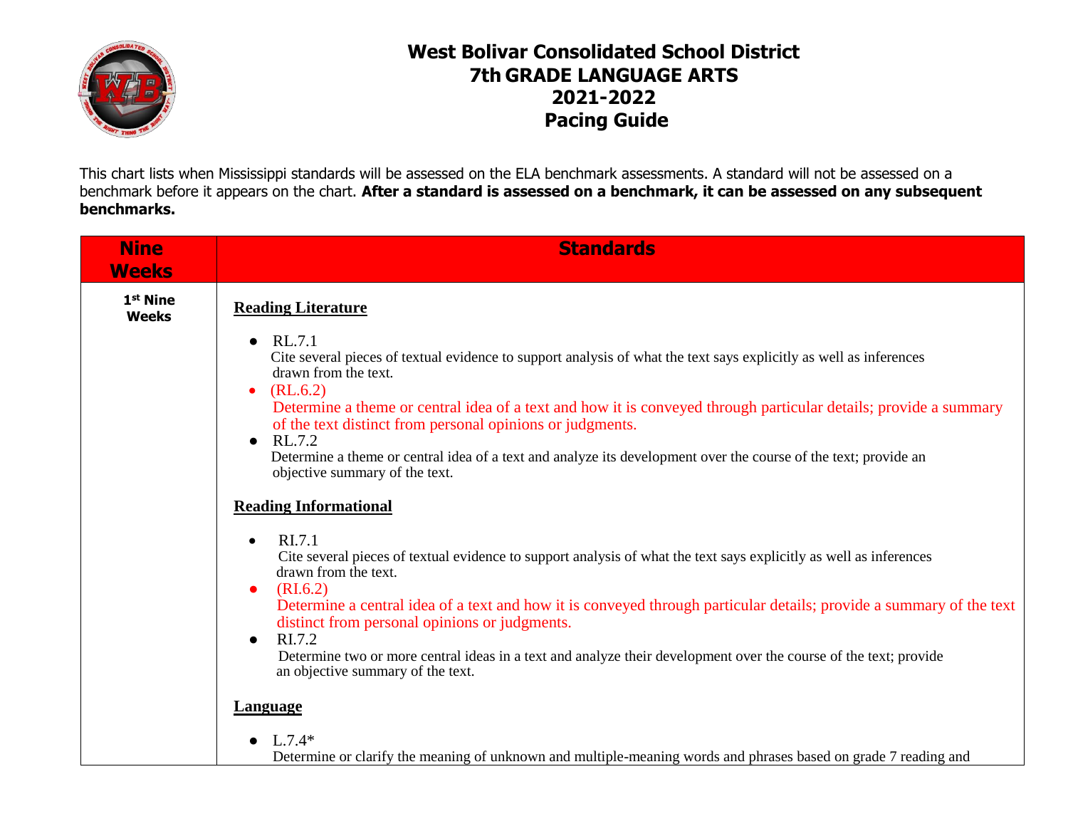# West Bolivar Consolidated School District
# 7th GRADE LANGUAGE ARTS
# 2021-2022
# Pacing Guide

This chart lists when Mississippi standards will be assessed on the ELA benchmark assessments. A standard will not be assessed on a benchmark before it appears on the chart. **After a standard is assessed on a benchmark, it can be assessed on any subsequent benchmarks.**

| Nine Weeks | Standards |
|---|---|
| 1st Nine Weeks | **Reading Literature**<br><br>• RL.7.1<br>Cite several pieces of textual evidence to support analysis of what the text says explicitly as well as inferences drawn from the text.<br>• (RL.6.2)<br>Determine a theme or central idea of a text and how it is conveyed through particular details; provide a summary of the text distinct from personal opinions or judgments.<br>• RL.7.2<br>Determine a theme or central idea of a text and analyze its development over the course of the text; provide an objective summary of the text.<br><br>**Reading Informational**<br><br>• RI.7.1<br>Cite several pieces of textual evidence to support analysis of what the text says explicitly as well as inferences drawn from the text.<br>• (RI.6.2)<br>Determine a central idea of a text and how it is conveyed through particular details; provide a summary of the text distinct from personal opinions or judgments.<br>• RI.7.2<br>Determine two or more central ideas in a text and analyze their development over the course of the text; provide an objective summary of the text.<br><br>**Language**<br><br>• L.7.4*<br>Determine or clarify the meaning of unknown and multiple-meaning words and phrases based on grade 7 reading and |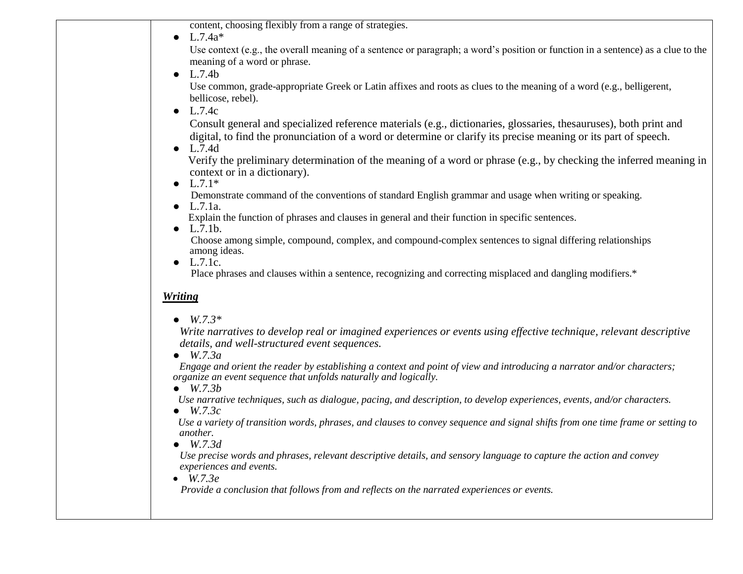| | |
|---|---|
| | content, choosing flexibly from a range of strategies.<br>• L.7.4a*<br>Use context (e.g., the overall meaning of a sentence or paragraph; a word's position or function in a sentence) as a clue to the meaning of a word or phrase.<br>• L.7.4b<br>Use common, grade-appropriate Greek or Latin affixes and roots as clues to the meaning of a word (e.g., belligerent, bellicose, rebel).<br>• L.7.4c<br>Consult general and specialized reference materials (e.g., dictionaries, glossaries, thesauruses), both print and digital, to find the pronunciation of a word or determine or clarify its precise meaning or its part of speech.<br>• L.7.4d<br>Verify the preliminary determination of the meaning of a word or phrase (e.g., by checking the inferred meaning in context or in a dictionary).<br>• L.7.1*<br>Demonstrate command of the conventions of standard English grammar and usage when writing or speaking.<br>• L.7.1a.<br>Explain the function of phrases and clauses in general and their function in specific sentences.<br>• L.7.1b.<br>Choose among simple, compound, complex, and compound-complex sentences to signal differing relationships among ideas.<br>• L.7.1c.<br>Place phrases and clauses within a sentence, recognizing and correcting misplaced and dangling modifiers.*<br><br>***Writing***<br><br>• *W.7.3**<br>*Write narratives to develop real or imagined experiences or events using effective technique, relevant descriptive details, and well-structured event sequences.*<br>• *W.7.3a*<br>*Engage and orient the reader by establishing a context and point of view and introducing a narrator and/or characters; organize an event sequence that unfolds naturally and logically.*<br>• *W.7.3b*<br>*Use narrative techniques, such as dialogue, pacing, and description, to develop experiences, events, and/or characters.*<br>• *W.7.3c*<br>*Use a variety of transition words, phrases, and clauses to convey sequence and signal shifts from one time frame or setting to another.*<br>• *W.7.3d*<br>*Use precise words and phrases, relevant descriptive details, and sensory language to capture the action and convey experiences and events.*<br>• *W.7.3e*<br>*Provide a conclusion that follows from and reflects on the narrated experiences or events.* |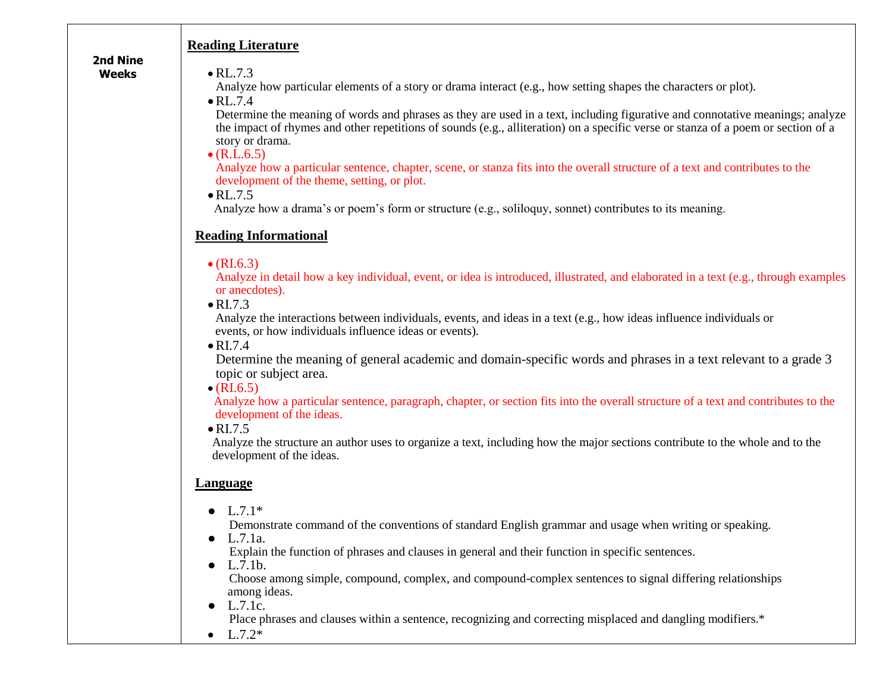| | |
|---|---|
| **2nd Nine Weeks** | **Reading Literature**<br><br>• RL.7.3<br>Analyze how particular elements of a story or drama interact (e.g., how setting shapes the characters or plot).<br>• RL.7.4<br>Determine the meaning of words and phrases as they are used in a text, including figurative and connotative meanings; analyze the impact of rhymes and other repetitions of sounds (e.g., alliteration) on a specific verse or stanza of a poem or section of a story or drama.<br>• (R.L.6.5)<br>Analyze how a particular sentence, chapter, scene, or stanza fits into the overall structure of a text and contributes to the development of the theme, setting, or plot.<br>• RL.7.5<br>Analyze how a drama's or poem's form or structure (e.g., soliloquy, sonnet) contributes to its meaning.<br><br>**Reading Informational**<br><br>• (RI.6.3)<br>Analyze in detail how a key individual, event, or idea is introduced, illustrated, and elaborated in a text (e.g., through examples or anecdotes).<br>• RI.7.3<br>Analyze the interactions between individuals, events, and ideas in a text (e.g., how ideas influence individuals or events, or how individuals influence ideas or events).<br>• RI.7.4<br>Determine the meaning of general academic and domain-specific words and phrases in a text relevant to a grade 3 topic or subject area.<br>• (RI.6.5)<br>Analyze how a particular sentence, paragraph, chapter, or section fits into the overall structure of a text and contributes to the development of the ideas.<br>• RI.7.5<br>Analyze the structure an author uses to organize a text, including how the major sections contribute to the whole and to the development of the ideas.<br><br>**Language**<br><br>• L.7.1*<br>Demonstrate command of the conventions of standard English grammar and usage when writing or speaking.<br>• L.7.1a.<br>Explain the function of phrases and clauses in general and their function in specific sentences.<br>• L.7.1b.<br>Choose among simple, compound, complex, and compound-complex sentences to signal differing relationships among ideas.<br>• L.7.1c.<br>Place phrases and clauses within a sentence, recognizing and correcting misplaced and dangling modifiers.*<br>• L.7.2* |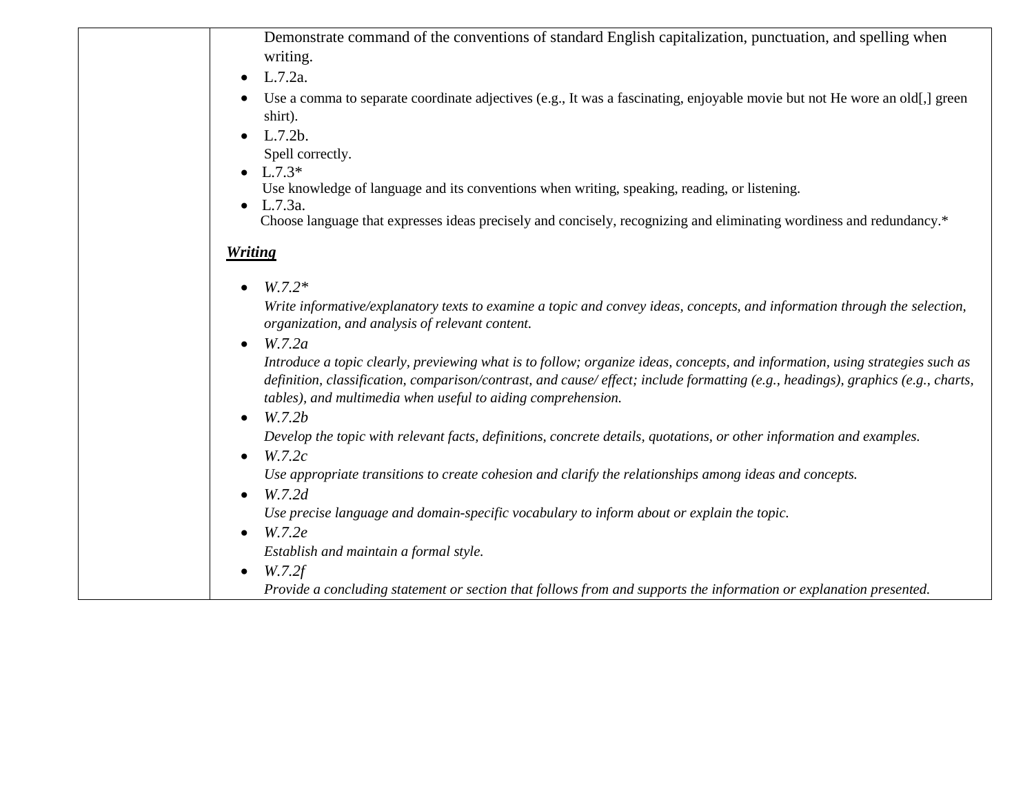| | |
|---|---|
| | Demonstrate command of the conventions of standard English capitalization, punctuation, and spelling when writing.<br>• L.7.2a.<br>• Use a comma to separate coordinate adjectives (e.g., It was a fascinating, enjoyable movie but not He wore an old[,] green shirt).<br>• L.7.2b.<br>Spell correctly.<br>• L.7.3*<br>Use knowledge of language and its conventions when writing, speaking, reading, or listening.<br>• L.7.3a.<br>Choose language that expresses ideas precisely and concisely, recognizing and eliminating wordiness and redundancy.*<br><br>***<u>Writing</u>***<br><br>• *W.7.2**<br>*Write informative/explanatory texts to examine a topic and convey ideas, concepts, and information through the selection, organization, and analysis of relevant content.*<br>• *W.7.2a*<br>*Introduce a topic clearly, previewing what is to follow; organize ideas, concepts, and information, using strategies such as definition, classification, comparison/contrast, and cause/ effect; include formatting (e.g., headings), graphics (e.g., charts, tables), and multimedia when useful to aiding comprehension.*<br>• *W.7.2b*<br>*Develop the topic with relevant facts, definitions, concrete details, quotations, or other information and examples.*<br>• *W.7.2c*<br>*Use appropriate transitions to create cohesion and clarify the relationships among ideas and concepts.*<br>• *W.7.2d*<br>*Use precise language and domain-specific vocabulary to inform about or explain the topic.*<br>• *W.7.2e*<br>*Establish and maintain a formal style.*<br>• *W.7.2f*<br>*Provide a concluding statement or section that follows from and supports the information or explanation presented.* |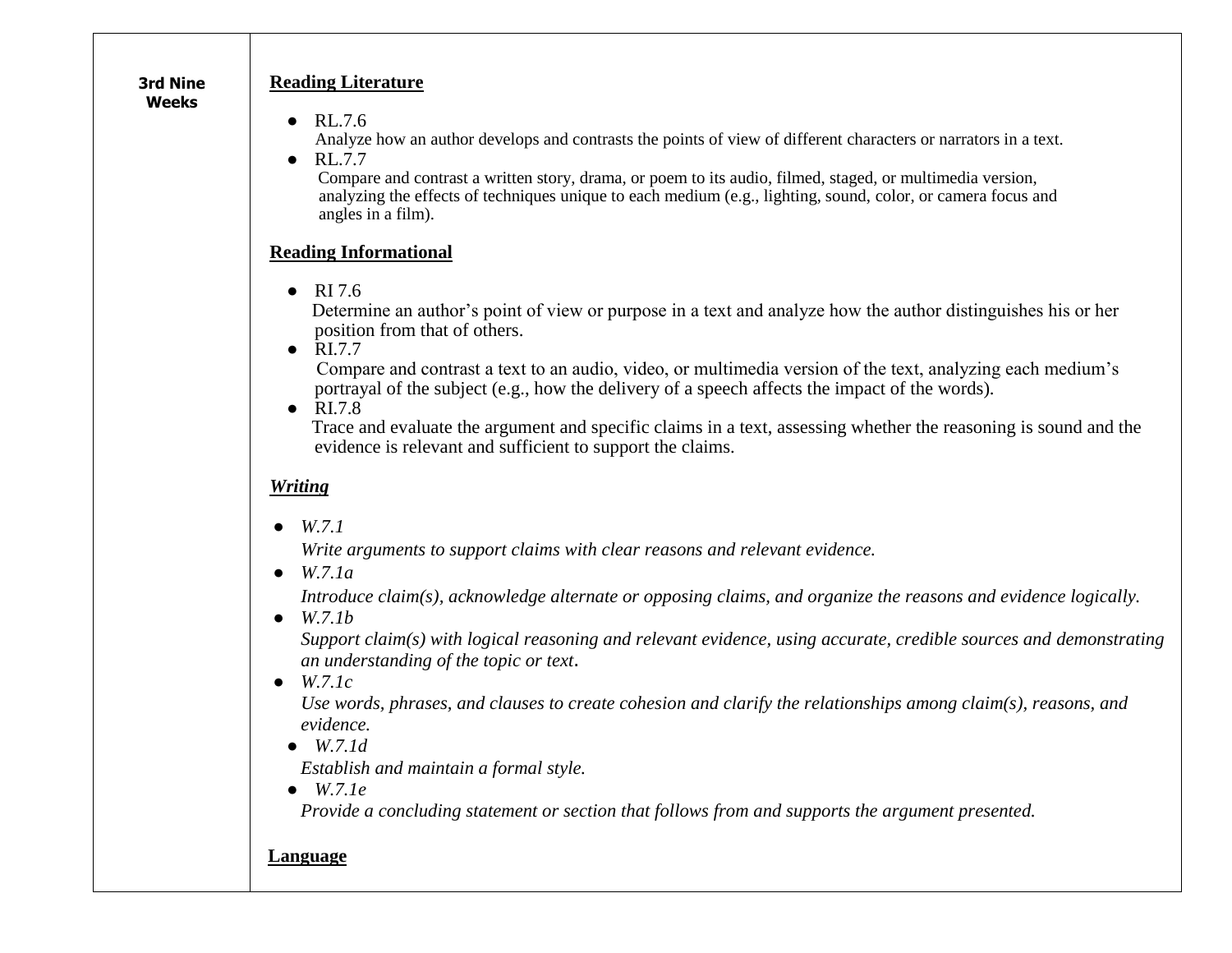| | |
|---|---|
| **3rd Nine Weeks** | **Reading Literature**<br><br>● RL.7.6<br>Analyze how an author develops and contrasts the points of view of different characters or narrators in a text.<br>● RL.7.7<br>Compare and contrast a written story, drama, or poem to its audio, filmed, staged, or multimedia version, analyzing the effects of techniques unique to each medium (e.g., lighting, sound, color, or camera focus and angles in a film).<br><br>**Reading Informational**<br><br>● RI 7.6<br>Determine an author's point of view or purpose in a text and analyze how the author distinguishes his or her position from that of others.<br>● RI.7.7<br>Compare and contrast a text to an audio, video, or multimedia version of the text, analyzing each medium's portrayal of the subject (e.g., how the delivery of a speech affects the impact of the words).<br>● RI.7.8<br>Trace and evaluate the argument and specific claims in a text, assessing whether the reasoning is sound and the evidence is relevant and sufficient to support the claims.<br><br>***Writing***<br><br>● *W.7.1*<br>*Write arguments to support claims with clear reasons and relevant evidence.*<br>● *W.7.1a*<br>*Introduce claim(s), acknowledge alternate or opposing claims, and organize the reasons and evidence logically.*<br>● *W.7.1b*<br>*Support claim(s) with logical reasoning and relevant evidence, using accurate, credible sources and demonstrating an understanding of the topic or text.*<br>● *W.7.1c*<br>*Use words, phrases, and clauses to create cohesion and clarify the relationships among claim(s), reasons, and evidence.*<br>● *W.7.1d*<br>*Establish and maintain a formal style.*<br>● *W.7.1e*<br>*Provide a concluding statement or section that follows from and supports the argument presented.*<br><br>**Language** |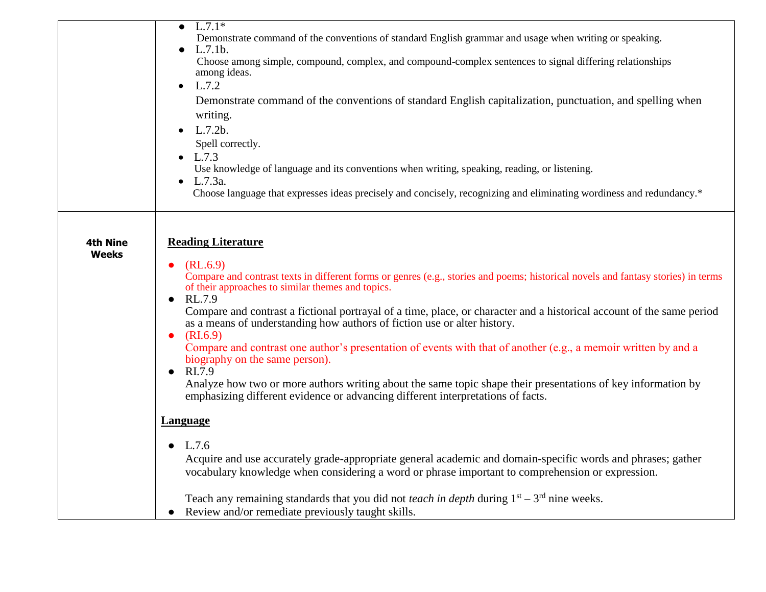| | |
|---|---|
| | ● L.7.1* Demonstrate command of the conventions of standard English grammar and usage when writing or speaking.<br>● L.7.1b. Choose among simple, compound, complex, and compound-complex sentences to signal differing relationships among ideas.<br>● L.7.2 Demonstrate command of the conventions of standard English capitalization, punctuation, and spelling when writing.<br>● L.7.2b. Spell correctly.<br>● L.7.3 Use knowledge of language and its conventions when writing, speaking, reading, or listening.<br>● L.7.3a. Choose language that expresses ideas precisely and concisely, recognizing and eliminating wordiness and redundancy.* |
| **4th Nine Weeks** | **Reading Literature**<br>● (RL.6.9) Compare and contrast texts in different forms or genres (e.g., stories and poems; historical novels and fantasy stories) in terms of their approaches to similar themes and topics.<br>● RL.7.9 Compare and contrast a fictional portrayal of a time, place, or character and a historical account of the same period as a means of understanding how authors of fiction use or alter history.<br>● (RI.6.9) Compare and contrast one author's presentation of events with that of another (e.g., a memoir written by and a biography on the same person).<br>● RI.7.9 Analyze how two or more authors writing about the same topic shape their presentations of key information by emphasizing different evidence or advancing different interpretations of facts.<br><br>**Language**<br>● L.7.6 Acquire and use accurately grade-appropriate general academic and domain-specific words and phrases; gather vocabulary knowledge when considering a word or phrase important to comprehension or expression.<br><br>Teach any remaining standards that you did not *teach in depth* during 1st – 3rd nine weeks.<br>● Review and/or remediate previously taught skills. |